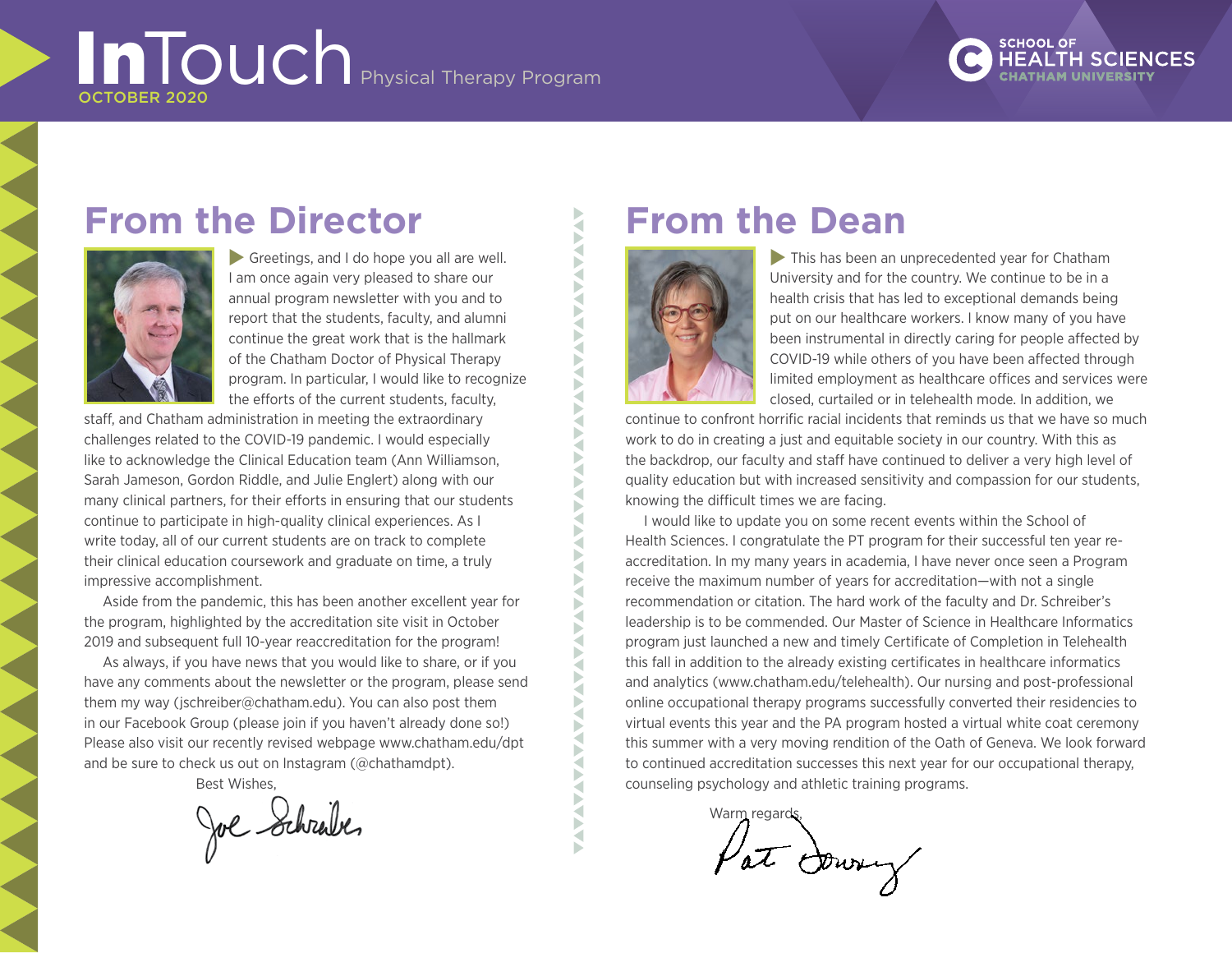# InTouch Physical Therapy Program

OCTOBER 2020

SCHOOL OF HEALTH SCIENCES CHATHAM UNIVERSITY

## From the Director

Greetings, and I do hope you all are well. I am once again very pleased to share our annual program newsletter with you and to report that the students, faculty, and alumni continue the great work that is the hallmark of the Chatham Doctor of Physical Therapy program. In particular, I would like to recognize the efforts of the current students, faculty, staff, and Chatham administration in meeting the extraordinary challenges related to the COVID-19 pandemic. I would especially like to acknowledge the Clinical Education team (Ann Williamson, Sarah Jameson, Gordon Riddle, and Julie Englert) along with our many clinical partners, for their efforts in ensuring that our students continue to participate in high-quality clinical experiences. As I write today, all of our current students are on track to complete their clinical education coursework and graduate on time, a truly impressive accomplishment.

Aside from the pandemic, this has been another excellent year for the program, highlighted by the accreditation site visit in October 2019 and subsequent full 10-year reaccreditation for the program!

As always, if you have news that you would like to share, or if you have any comments about the newsletter or the program, please send them my way (jschreiber@chatham.edu). You can also post them in our Facebook Group (please join if you haven't already done so!) Please also visit our recently revised webpage www.chatham.edu/dpt and be sure to check us out on Instagram (@chathamdpt).

Best Wishes,

Joe Schreiber

## From the Dean

This has been an unprecedented year for Chatham University and for the country. We continue to be in a health crisis that has led to exceptional demands being put on our healthcare workers. I know many of you have been instrumental in directly caring for people affected by COVID-19 while others of you have been affected through limited employment as healthcare offices and services were closed, curtailed or in telehealth mode. In addition, we continue to confront horrific racial incidents that reminds us that we have so much work to do in creating a just and equitable society in our country. With this as the backdrop, our faculty and staff have continued to deliver a very high level of quality education but with increased sensitivity and compassion for our students, knowing the difficult times we are facing.

I would like to update you on some recent events within the School of Health Sciences. I congratulate the PT program for their successful ten year re-accreditation. In my many years in academia, I have never once seen a Program receive the maximum number of years for accreditation—with not a single recommendation or citation. The hard work of the faculty and Dr. Schreiber's leadership is to be commended. Our Master of Science in Healthcare Informatics program just launched a new and timely Certificate of Completion in Telehealth this fall in addition to the already existing certificates in healthcare informatics and analytics (www.chatham.edu/telehealth). Our nursing and post-professional online occupational therapy programs successfully converted their residencies to virtual events this year and the PA program hosted a virtual white coat ceremony this summer with a very moving rendition of the Oath of Geneva. We look forward to continued accreditation successes this next year for our occupational therapy, counseling psychology and athletic training programs.

Warm regards,

Pat Downey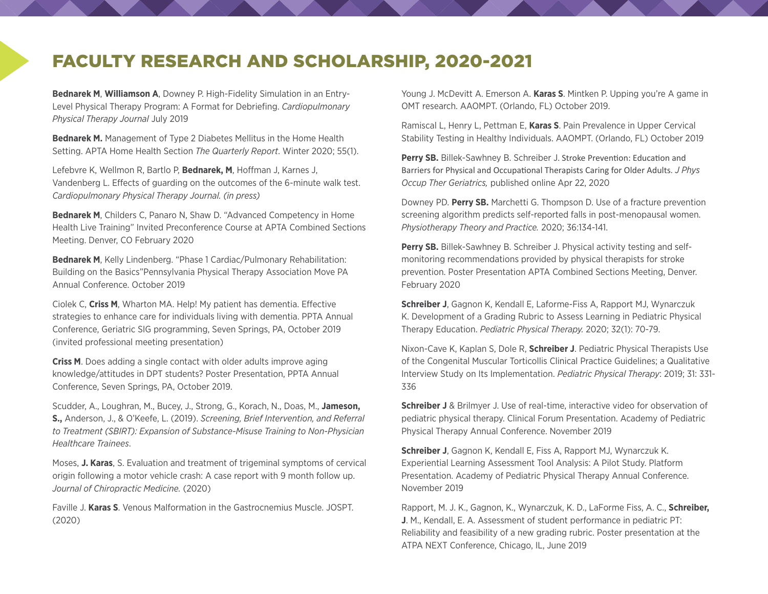# FACULTY RESEARCH AND SCHOLARSHIP, 2020-2021

**Bednarek M**, **Williamson A**, Downey P. High-Fidelity Simulation in an Entry-Level Physical Therapy Program: A Format for Debriefing. *Cardiopulmonary Physical Therapy Journal* July 2019

**Bednarek M.** Management of Type 2 Diabetes Mellitus in the Home Health Setting. APTA Home Health Section *The Quarterly Report*. Winter 2020; 55(1).

Lefebvre K, Wellmon R, Bartlo P, **Bednarek, M**, Hoffman J, Karnes J, Vandenberg L. Effects of guarding on the outcomes of the 6-minute walk test. *Cardiopulmonary Physical Therapy Journal. (in press)*

**Bednarek M**, Childers C, Panaro N, Shaw D. "Advanced Competency in Home Health Live Training" Invited Preconference Course at APTA Combined Sections Meeting. Denver, CO February 2020

**Bednarek M**, Kelly Lindenberg. "Phase 1 Cardiac/Pulmonary Rehabilitation: Building on the Basics"Pennsylvania Physical Therapy Association Move PA Annual Conference. October 2019

Ciolek C, **Criss M**, Wharton MA. Help! My patient has dementia. Effective strategies to enhance care for individuals living with dementia. PPTA Annual Conference, Geriatric SIG programming, Seven Springs, PA, October 2019 (invited professional meeting presentation)

**Criss M**. Does adding a single contact with older adults improve aging knowledge/attitudes in DPT students? Poster Presentation, PPTA Annual Conference, Seven Springs, PA, October 2019.

Scudder, A., Loughran, M., Bucey, J., Strong, G., Korach, N., Doas, M., **Jameson, S.,** Anderson, J., & O'Keefe, L. (2019). *Screening, Brief Intervention, and Referral to Treatment (SBIRT): Expansion of Substance-Misuse Training to Non-Physician Healthcare Trainees*.

Moses, **J. Karas**, S. Evaluation and treatment of trigeminal symptoms of cervical origin following a motor vehicle crash: A case report with 9 month follow up. *Journal of Chiropractic Medicine.* (2020)

Faville J. **Karas S**. Venous Malformation in the Gastrocnemius Muscle. JOSPT. (2020)

Young J. McDevitt A. Emerson A. **Karas S**. Mintken P. Upping you're A game in OMT research. AAOMPT. (Orlando, FL) October 2019.

Ramiscal L, Henry L, Pettman E, **Karas S**. Pain Prevalence in Upper Cervical Stability Testing in Healthy Individuals. AAOMPT. (Orlando, FL) October 2019

**Perry SB.** Billek-Sawhney B. Schreiber J. Stroke Prevention: Education and Barriers for Physical and Occupational Therapists Caring for Older Adults. *J Phys Occup Ther Geriatrics,* published online Apr 22, 2020

Downey PD. **Perry SB.** Marchetti G. Thompson D. Use of a fracture prevention screening algorithm predicts self-reported falls in post-menopausal women. *Physiotherapy Theory and Practice.* 2020; 36:134-141.

**Perry SB.** Billek-Sawhney B. Schreiber J. Physical activity testing and self-monitoring recommendations provided by physical therapists for stroke prevention. Poster Presentation APTA Combined Sections Meeting, Denver. February 2020

**Schreiber J**, Gagnon K, Kendall E, Laforme-Fiss A, Rapport MJ, Wynarczuk K. Development of a Grading Rubric to Assess Learning in Pediatric Physical Therapy Education. *Pediatric Physical Therapy.* 2020; 32(1): 70-79.

Nixon-Cave K, Kaplan S, Dole R, **Schreiber J**. Pediatric Physical Therapists Use of the Congenital Muscular Torticollis Clinical Practice Guidelines; a Qualitative Interview Study on Its Implementation. *Pediatric Physical Therapy*: 2019; 31: 331-336

**Schreiber J** & Brilmyer J. Use of real-time, interactive video for observation of pediatric physical therapy. Clinical Forum Presentation. Academy of Pediatric Physical Therapy Annual Conference. November 2019

**Schreiber J**, Gagnon K, Kendall E, Fiss A, Rapport MJ, Wynarczuk K. Experiential Learning Assessment Tool Analysis: A Pilot Study. Platform Presentation. Academy of Pediatric Physical Therapy Annual Conference. November 2019

Rapport, M. J. K., Gagnon, K., Wynarczuk, K. D., LaForme Fiss, A. C., **Schreiber, J**. M., Kendall, E. A. Assessment of student performance in pediatric PT: Reliability and feasibility of a new grading rubric. Poster presentation at the ATPA NEXT Conference, Chicago, IL, June 2019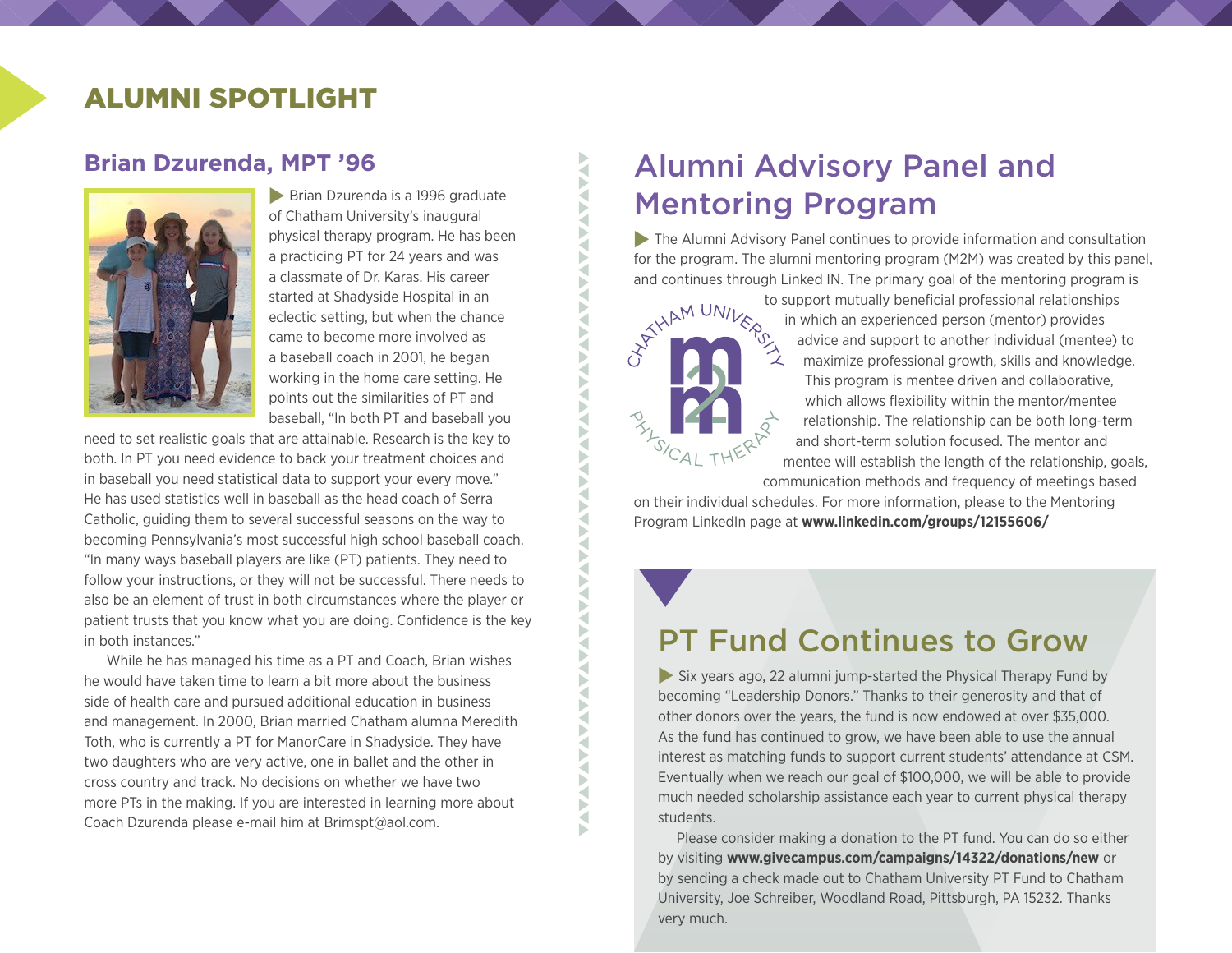# ALUMNI SPOTLIGHT

## Brian Dzurenda, MPT '96

Brian Dzurenda is a 1996 graduate of Chatham University's inaugural physical therapy program. He has been a practicing PT for 24 years and was a classmate of Dr. Karas. His career started at Shadyside Hospital in an eclectic setting, but when the chance came to become more involved as a baseball coach in 2001, he began working in the home care setting. He points out the similarities of PT and baseball, "In both PT and baseball you need to set realistic goals that are attainable. Research is the key to both. In PT you need evidence to back your treatment choices and in baseball you need statistical data to support your every move." He has used statistics well in baseball as the head coach of Serra Catholic, guiding them to several successful seasons on the way to becoming Pennsylvania's most successful high school baseball coach. "In many ways baseball players are like (PT) patients. They need to follow your instructions, or they will not be successful. There needs to also be an element of trust in both circumstances where the player or patient trusts that you know what you are doing. Confidence is the key in both instances."

While he has managed his time as a PT and Coach, Brian wishes he would have taken time to learn a bit more about the business side of health care and pursued additional education in business and management. In 2000, Brian married Chatham alumna Meredith Toth, who is currently a PT for ManorCare in Shadyside. They have two daughters who are very active, one in ballet and the other in cross country and track. No decisions on whether we have two more PTs in the making. If you are interested in learning more about Coach Dzurenda please e-mail him at Brimspt@aol.com.

## Alumni Advisory Panel and Mentoring Program

The Alumni Advisory Panel continues to provide information and consultation for the program. The alumni mentoring program (M2M) was created by this panel, and continues through Linked IN. The primary goal of the mentoring program is to support mutually beneficial professional relationships in which an experienced person (mentor) provides advice and support to another individual (mentee) to maximize professional growth, skills and knowledge. This program is mentee driven and collaborative, which allows flexibility within the mentor/mentee relationship. The relationship can be both long-term and short-term solution focused. The mentor and mentee will establish the length of the relationship, goals, communication methods and frequency of meetings based on their individual schedules. For more information, please to the Mentoring Program LinkedIn page at **www.linkedin.com/groups/12155606/**

## PT Fund Continues to Grow

Six years ago, 22 alumni jump-started the Physical Therapy Fund by becoming "Leadership Donors." Thanks to their generosity and that of other donors over the years, the fund is now endowed at over $35,000. As the fund has continued to grow, we have been able to use the annual interest as matching funds to support current students' attendance at CSM. Eventually when we reach our goal of $100,000, we will be able to provide much needed scholarship assistance each year to current physical therapy students.

Please consider making a donation to the PT fund. You can do so either by visiting **www.givecampus.com/campaigns/14322/donations/new** or by sending a check made out to Chatham University PT Fund to Chatham University, Joe Schreiber, Woodland Road, Pittsburgh, PA 15232. Thanks very much.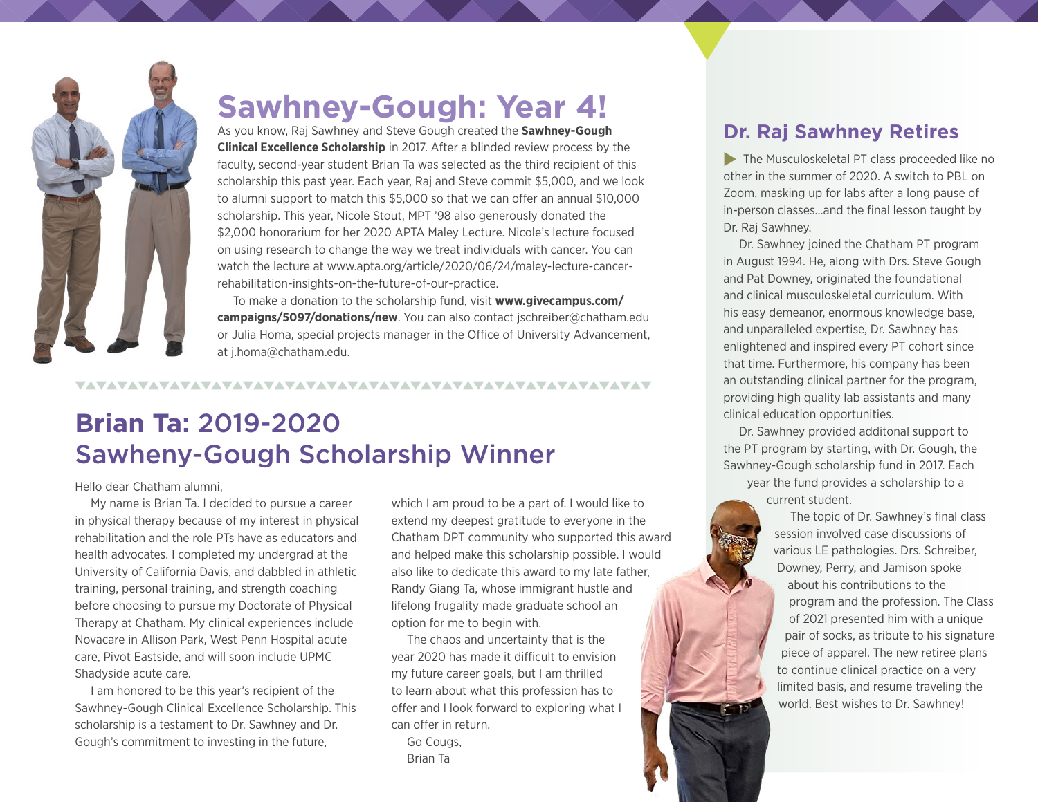# Sawhney-Gough: Year 4!

As you know, Raj Sawhney and Steve Gough created the **Sawhney-Gough Clinical Excellence Scholarship** in 2017. After a blinded review process by the faculty, second-year student Brian Ta was selected as the third recipient of this scholarship this past year. Each year, Raj and Steve commit $5,000, and we look to alumni support to match this $5,000 so that we can offer an annual $10,000 scholarship. This year, Nicole Stout, MPT '98 also generously donated the $2,000 honorarium for her 2020 APTA Maley Lecture. Nicole's lecture focused on using research to change the way we treat individuals with cancer. You can watch the lecture at www.apta.org/article/2020/06/24/maley-lecture-cancer-rehabilitation-insights-on-the-future-of-our-practice.

To make a donation to the scholarship fund, visit **www.givecampus.com/campaigns/5097/donations/new**. You can also contact jschreiber@chatham.edu or Julia Homa, special projects manager in the Office of University Advancement, at j.homa@chatham.edu.

## Brian Ta: 2019-2020 Sawheny-Gough Scholarship Winner

Hello dear Chatham alumni,

My name is Brian Ta. I decided to pursue a career in physical therapy because of my interest in physical rehabilitation and the role PTs have as educators and health advocates. I completed my undergrad at the University of California Davis, and dabbled in athletic training, personal training, and strength coaching before choosing to pursue my Doctorate of Physical Therapy at Chatham. My clinical experiences include Novacare in Allison Park, West Penn Hospital acute care, Pivot Eastside, and will soon include UPMC Shadyside acute care.

I am honored to be this year's recipient of the Sawhney-Gough Clinical Excellence Scholarship. This scholarship is a testament to Dr. Sawhney and Dr. Gough's commitment to investing in the future, which I am proud to be a part of. I would like to extend my deepest gratitude to everyone in the Chatham DPT community who supported this award and helped make this scholarship possible. I would also like to dedicate this award to my late father, Randy Giang Ta, whose immigrant hustle and lifelong frugality made graduate school an option for me to begin with.

The chaos and uncertainty that is the year 2020 has made it difficult to envision my future career goals, but I am thrilled to learn about what this profession has to offer and I look forward to exploring what I can offer in return.

Go Cougs,
Brian Ta

## Dr. Raj Sawhney Retires

The Musculoskeletal PT class proceeded like no other in the summer of 2020. A switch to PBL on Zoom, masking up for labs after a long pause of in-person classes...and the final lesson taught by Dr. Raj Sawhney.

Dr. Sawhney joined the Chatham PT program in August 1994. He, along with Drs. Steve Gough and Pat Downey, originated the foundational and clinical musculoskeletal curriculum. With his easy demeanor, enormous knowledge base, and unparalleled expertise, Dr. Sawhney has enlightened and inspired every PT cohort since that time. Furthermore, his company has been an outstanding clinical partner for the program, providing high quality lab assistants and many clinical education opportunities.

Dr. Sawhney provided additonal support to the PT program by starting, with Dr. Gough, the Sawhney-Gough scholarship fund in 2017. Each year the fund provides a scholarship to a current student.

The topic of Dr. Sawhney's final class session involved case discussions of various LE pathologies. Drs. Schreiber, Downey, Perry, and Jamison spoke about his contributions to the program and the profession. The Class of 2021 presented him with a unique pair of socks, as tribute to his signature piece of apparel. The new retiree plans to continue clinical practice on a very limited basis, and resume traveling the world. Best wishes to Dr. Sawhney!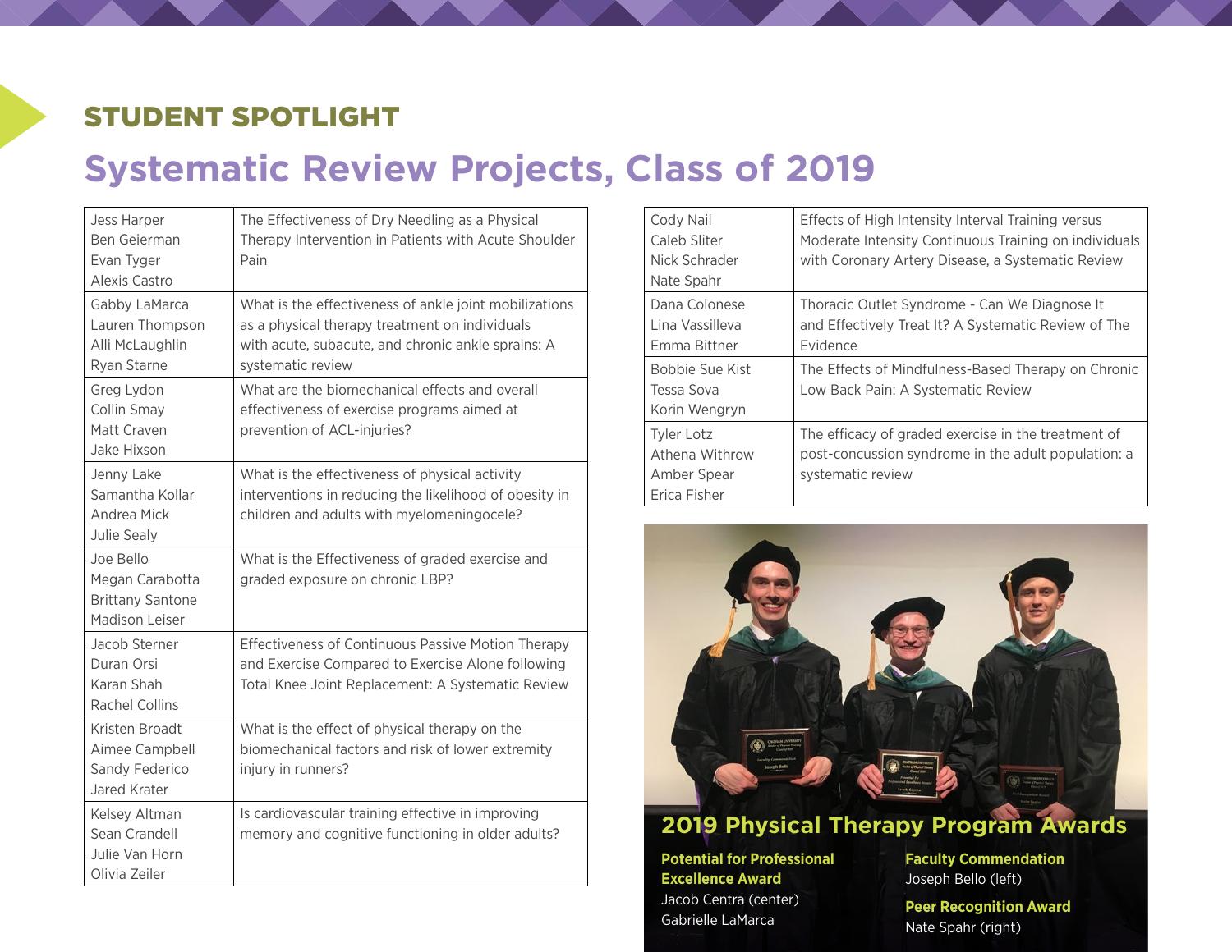## STUDENT SPOTLIGHT

# Systematic Review Projects, Class of 2019

| Students | Project |
|---|---|
| Jess Harper<br>Ben Geierman<br>Evan Tyger<br>Alexis Castro | The Effectiveness of Dry Needling as a Physical Therapy Intervention in Patients with Acute Shoulder Pain |
| Gabby LaMarca<br>Lauren Thompson<br>Alli McLaughlin<br>Ryan Starne | What is the effectiveness of ankle joint mobilizations as a physical therapy treatment on individuals with acute, subacute, and chronic ankle sprains: A systematic review |
| Greg Lydon<br>Collin Smay<br>Matt Craven<br>Jake Hixson | What are the biomechanical effects and overall effectiveness of exercise programs aimed at prevention of ACL-injuries? |
| Jenny Lake<br>Samantha Kollar<br>Andrea Mick<br>Julie Sealy | What is the effectiveness of physical activity interventions in reducing the likelihood of obesity in children and adults with myelomeningocele? |
| Joe Bello<br>Megan Carabotta<br>Brittany Santone<br>Madison Leiser | What is the Effectiveness of graded exercise and graded exposure on chronic LBP? |
| Jacob Sterner<br>Duran Orsi<br>Karan Shah<br>Rachel Collins | Effectiveness of Continuous Passive Motion Therapy and Exercise Compared to Exercise Alone following Total Knee Joint Replacement: A Systematic Review |
| Kristen Broadt<br>Aimee Campbell<br>Sandy Federico<br>Jared Krater | What is the effect of physical therapy on the biomechanical factors and risk of lower extremity injury in runners? |
| Kelsey Altman<br>Sean Crandell<br>Julie Van Horn<br>Olivia Zeiler | Is cardiovascular training effective in improving memory and cognitive functioning in older adults? |
| Cody Nail<br>Caleb Sliter<br>Nick Schrader<br>Nate Spahr | Effects of High Intensity Interval Training versus Moderate Intensity Continuous Training on individuals with Coronary Artery Disease, a Systematic Review |
| Dana Colonese<br>Lina Vassilleva<br>Emma Bittner | Thoracic Outlet Syndrome - Can We Diagnose It and Effectively Treat It? A Systematic Review of The Evidence |
| Bobbie Sue Kist<br>Tessa Sova<br>Korin Wengryn | The Effects of Mindfulness-Based Therapy on Chronic Low Back Pain: A Systematic Review |
| Tyler Lotz<br>Athena Withrow<br>Amber Spear<br>Erica Fisher | The efficacy of graded exercise in the treatment of post-concussion syndrome in the adult population: a systematic review |

## 2019 Physical Therapy Program Awards

**Potential for Professional Excellence Award**
Jacob Centra (center)
Gabrielle LaMarca

**Faculty Commendation**
Joseph Bello (left)

**Peer Recognition Award**
Nate Spahr (right)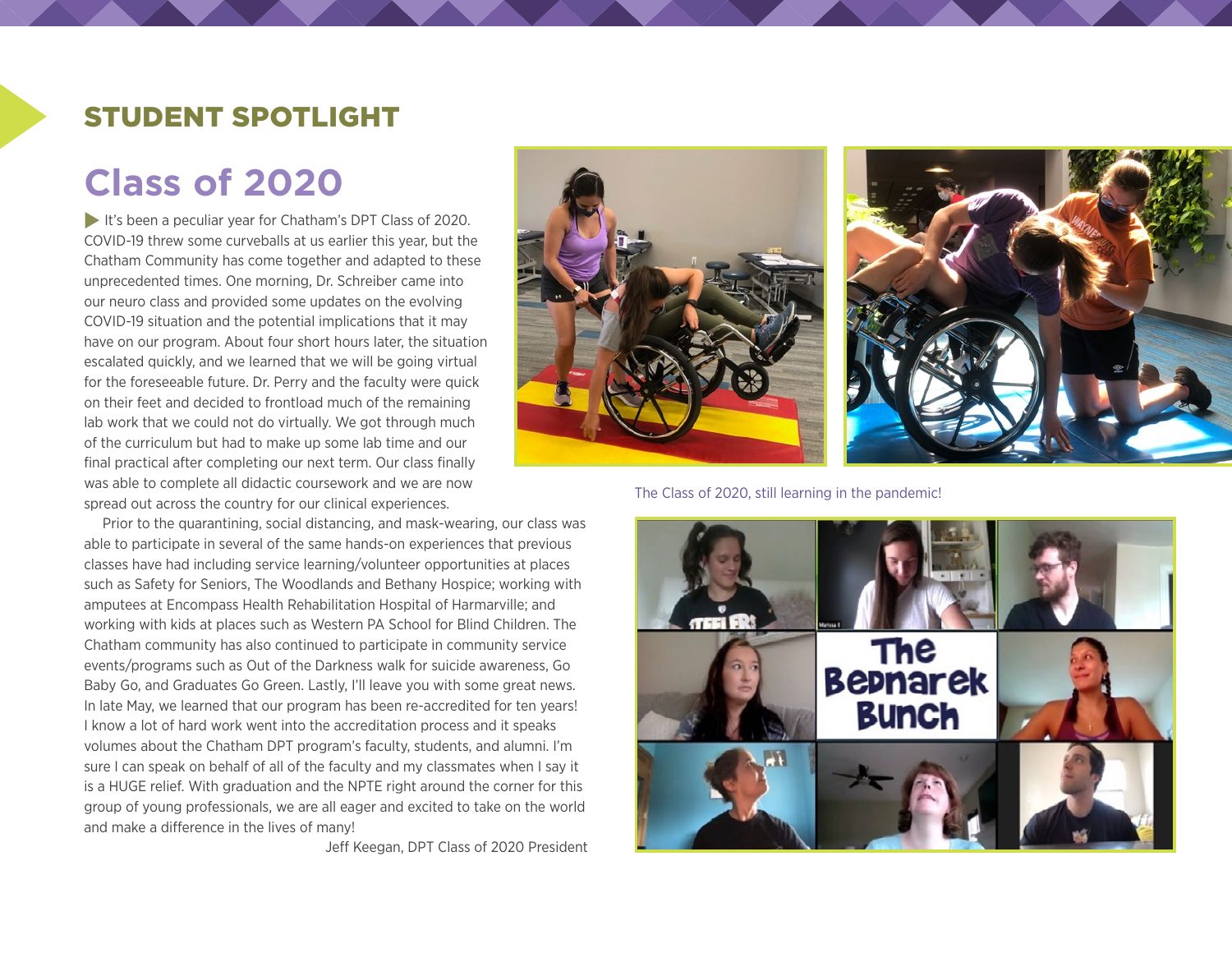## STUDENT SPOTLIGHT

# Class of 2020

It's been a peculiar year for Chatham's DPT Class of 2020. COVID-19 threw some curveballs at us earlier this year, but the Chatham Community has come together and adapted to these unprecedented times. One morning, Dr. Schreiber came into our neuro class and provided some updates on the evolving COVID-19 situation and the potential implications that it may have on our program. About four short hours later, the situation escalated quickly, and we learned that we will be going virtual for the foreseeable future. Dr. Perry and the faculty were quick on their feet and decided to frontload much of the remaining lab work that we could not do virtually. We got through much of the curriculum but had to make up some lab time and our final practical after completing our next term. Our class finally was able to complete all didactic coursework and we are now spread out across the country for our clinical experiences.

Prior to the quarantining, social distancing, and mask-wearing, our class was able to participate in several of the same hands-on experiences that previous classes have had including service learning/volunteer opportunities at places such as Safety for Seniors, The Woodlands and Bethany Hospice; working with amputees at Encompass Health Rehabilitation Hospital of Harmarville; and working with kids at places such as Western PA School for Blind Children. The Chatham community has also continued to participate in community service events/programs such as Out of the Darkness walk for suicide awareness, Go Baby Go, and Graduates Go Green. Lastly, I'll leave you with some great news. In late May, we learned that our program has been re-accredited for ten years! I know a lot of hard work went into the accreditation process and it speaks volumes about the Chatham DPT program's faculty, students, and alumni. I'm sure I can speak on behalf of all of the faculty and my classmates when I say it is a HUGE relief. With graduation and the NPTE right around the corner for this group of young professionals, we are all eager and excited to take on the world and make a difference in the lives of many!

Jeff Keegan, DPT Class of 2020 President

The Class of 2020, still learning in the pandemic!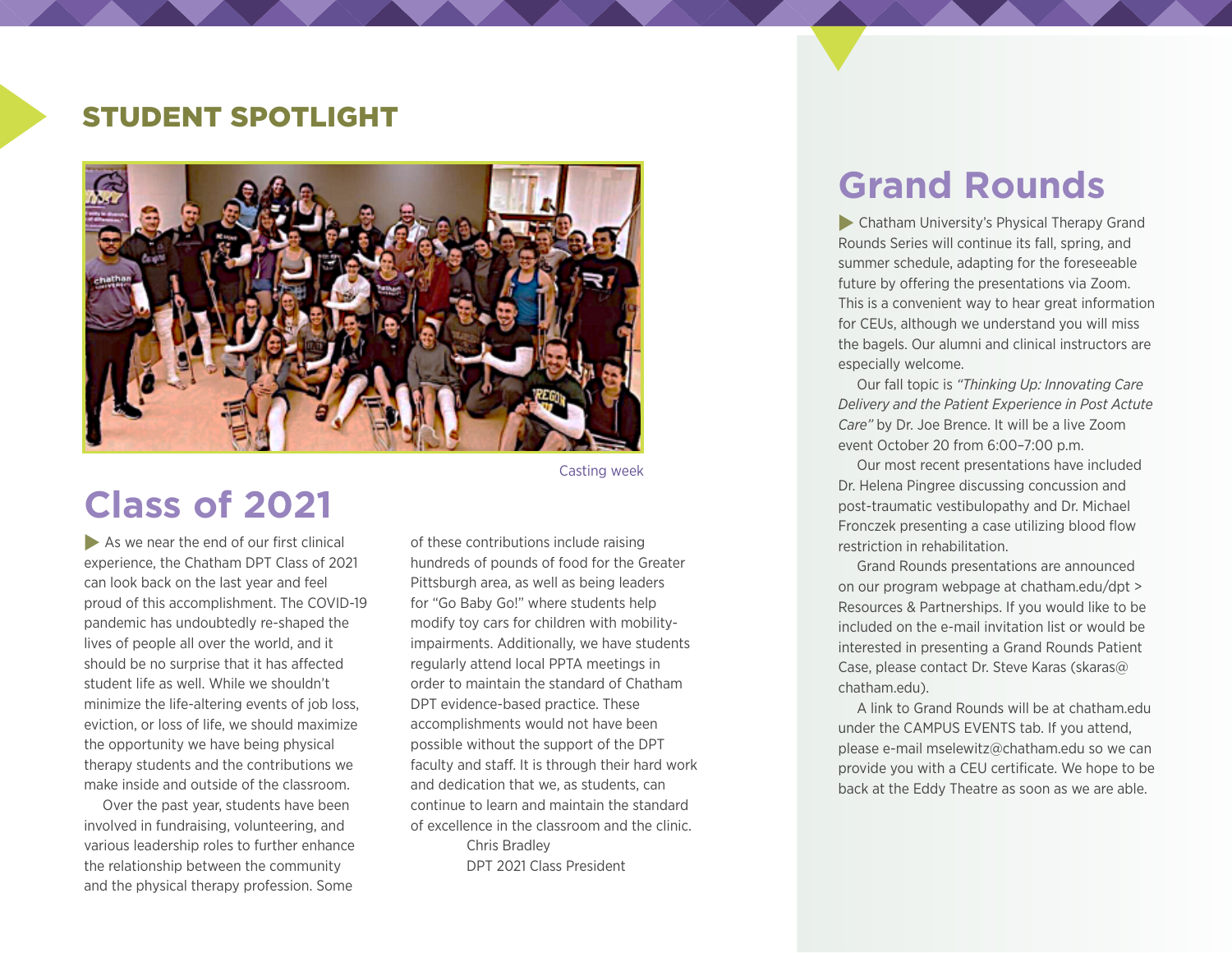## STUDENT SPOTLIGHT

Casting week

# Class of 2021

As we near the end of our first clinical experience, the Chatham DPT Class of 2021 can look back on the last year and feel proud of this accomplishment. The COVID-19 pandemic has undoubtedly re-shaped the lives of people all over the world, and it should be no surprise that it has affected student life as well. While we shouldn't minimize the life-altering events of job loss, eviction, or loss of life, we should maximize the opportunity we have being physical therapy students and the contributions we make inside and outside of the classroom.

Over the past year, students have been involved in fundraising, volunteering, and various leadership roles to further enhance the relationship between the community and the physical therapy profession. Some of these contributions include raising hundreds of pounds of food for the Greater Pittsburgh area, as well as being leaders for "Go Baby Go!" where students help modify toy cars for children with mobility-impairments. Additionally, we have students regularly attend local PPTA meetings in order to maintain the standard of Chatham DPT evidence-based practice. These accomplishments would not have been possible without the support of the DPT faculty and staff. It is through their hard work and dedication that we, as students, can continue to learn and maintain the standard of excellence in the classroom and the clinic.

Chris Bradley
DPT 2021 Class President

# Grand Rounds

Chatham University's Physical Therapy Grand Rounds Series will continue its fall, spring, and summer schedule, adapting for the foreseeable future by offering the presentations via Zoom. This is a convenient way to hear great information for CEUs, although we understand you will miss the bagels. Our alumni and clinical instructors are especially welcome.

Our fall topic is *"Thinking Up: Innovating Care Delivery and the Patient Experience in Post Acute Care"* by Dr. Joe Brence. It will be a live Zoom event October 20 from 6:00–7:00 p.m.

Our most recent presentations have included Dr. Helena Pingree discussing concussion and post-traumatic vestibulopathy and Dr. Michael Fronczek presenting a case utilizing blood flow restriction in rehabilitation.

Grand Rounds presentations are announced on our program webpage at chatham.edu/dpt > Resources & Partnerships. If you would like to be included on the e-mail invitation list or would be interested in presenting a Grand Rounds Patient Case, please contact Dr. Steve Karas (skaras@chatham.edu).

A link to Grand Rounds will be at chatham.edu under the CAMPUS EVENTS tab. If you attend, please e-mail mselewitz@chatham.edu so we can provide you with a CEU certificate. We hope to be back at the Eddy Theatre as soon as we are able.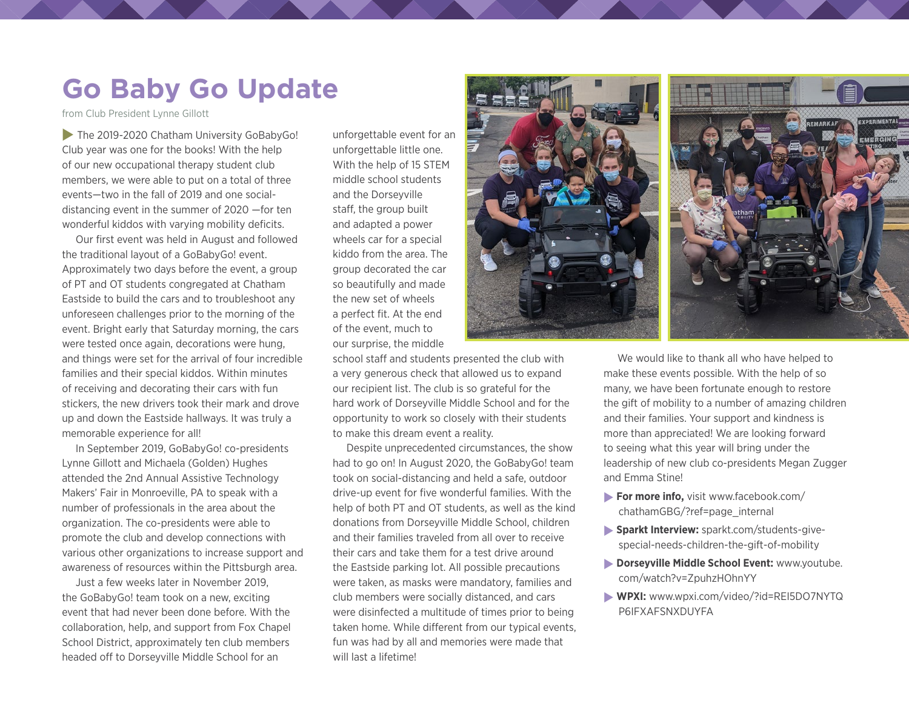# Go Baby Go Update

from Club President Lynne Gillott

The 2019-2020 Chatham University GoBabyGo! Club year was one for the books! With the help of our new occupational therapy student club members, we were able to put on a total of three events—two in the fall of 2019 and one social-distancing event in the summer of 2020 —for ten wonderful kiddos with varying mobility deficits.

Our first event was held in August and followed the traditional layout of a GoBabyGo! event. Approximately two days before the event, a group of PT and OT students congregated at Chatham Eastside to build the cars and to troubleshoot any unforeseen challenges prior to the morning of the event. Bright early that Saturday morning, the cars were tested once again, decorations were hung, and things were set for the arrival of four incredible families and their special kiddos. Within minutes of receiving and decorating their cars with fun stickers, the new drivers took their mark and drove up and down the Eastside hallways. It was truly a memorable experience for all!

In September 2019, GoBabyGo! co-presidents Lynne Gillott and Michaela (Golden) Hughes attended the 2nd Annual Assistive Technology Makers' Fair in Monroeville, PA to speak with a number of professionals in the area about the organization. The co-presidents were able to promote the club and develop connections with various other organizations to increase support and awareness of resources within the Pittsburgh area.

Just a few weeks later in November 2019, the GoBabyGo! team took on a new, exciting event that had never been done before. With the collaboration, help, and support from Fox Chapel School District, approximately ten club members headed off to Dorseyville Middle School for an unforgettable event for an unforgettable little one. With the help of 15 STEM middle school students and the Dorseyville staff, the group built and adapted a power wheels car for a special kiddo from the area. The group decorated the car so beautifully and made the new set of wheels a perfect fit. At the end of the event, much to our surprise, the middle school staff and students presented the club with a very generous check that allowed us to expand our recipient list. The club is so grateful for the hard work of Dorseyville Middle School and for the opportunity to work so closely with their students to make this dream event a reality.

Despite unprecedented circumstances, the show had to go on! In August 2020, the GoBabyGo! team took on social-distancing and held a safe, outdoor drive-up event for five wonderful families. With the help of both PT and OT students, as well as the kind donations from Dorseyville Middle School, children and their families traveled from all over to receive their cars and take them for a test drive around the Eastside parking lot. All possible precautions were taken, as masks were mandatory, families and club members were socially distanced, and cars were disinfected a multitude of times prior to being taken home. While different from our typical events, fun was had by all and memories were made that will last a lifetime!

We would like to thank all who have helped to make these events possible. With the help of so many, we have been fortunate enough to restore the gift of mobility to a number of amazing children and their families. Your support and kindness is more than appreciated! We are looking forward to seeing what this year will bring under the leadership of new club co-presidents Megan Zugger and Emma Stine!

- **For more info,** visit www.facebook.com/chathamGBG/?ref=page_internal
- **Sparkt Interview:** sparkt.com/students-give-special-needs-children-the-gift-of-mobility
- **Dorseyville Middle School Event:** www.youtube.com/watch?v=ZpuhzHOhnYY
- **WPXI:** www.wpxi.com/video/?id=REI5DO7NYTQP6IFXAFSNXDUYFA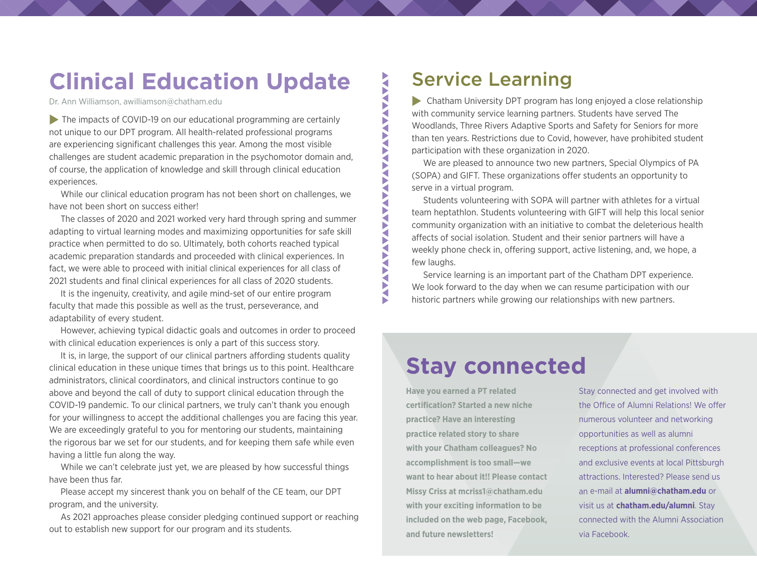# Clinical Education Update

Dr. Ann Williamson, awilliamson@chatham.edu

The impacts of COVID-19 on our educational programming are certainly not unique to our DPT program. All health-related professional programs are experiencing significant challenges this year. Among the most visible challenges are student academic preparation in the psychomotor domain and, of course, the application of knowledge and skill through clinical education experiences.

While our clinical education program has not been short on challenges, we have not been short on success either!

The classes of 2020 and 2021 worked very hard through spring and summer adapting to virtual learning modes and maximizing opportunities for safe skill practice when permitted to do so. Ultimately, both cohorts reached typical academic preparation standards and proceeded with clinical experiences. In fact, we were able to proceed with initial clinical experiences for all class of 2021 students and final clinical experiences for all class of 2020 students.

It is the ingenuity, creativity, and agile mind-set of our entire program faculty that made this possible as well as the trust, perseverance, and adaptability of every student.

However, achieving typical didactic goals and outcomes in order to proceed with clinical education experiences is only a part of this success story.

It is, in large, the support of our clinical partners affording students quality clinical education in these unique times that brings us to this point. Healthcare administrators, clinical coordinators, and clinical instructors continue to go above and beyond the call of duty to support clinical education through the COVID-19 pandemic. To our clinical partners, we truly can't thank you enough for your willingness to accept the additional challenges you are facing this year. We are exceedingly grateful to you for mentoring our students, maintaining the rigorous bar we set for our students, and for keeping them safe while even having a little fun along the way.

While we can't celebrate just yet, we are pleased by how successful things have been thus far.

Please accept my sincerest thank you on behalf of the CE team, our DPT program, and the university.

As 2021 approaches please consider pledging continued support or reaching out to establish new support for our program and its students.

## Service Learning

Chatham University DPT program has long enjoyed a close relationship with community service learning partners. Students have served The Woodlands, Three Rivers Adaptive Sports and Safety for Seniors for more than ten years. Restrictions due to Covid, however, have prohibited student participation with these organization in 2020.

We are pleased to announce two new partners, Special Olympics of PA (SOPA) and GIFT. These organizations offer students an opportunity to serve in a virtual program.

Students volunteering with SOPA will partner with athletes for a virtual team heptathlon. Students volunteering with GIFT will help this local senior community organization with an initiative to combat the deleterious health affects of social isolation. Student and their senior partners will have a weekly phone check in, offering support, active listening, and, we hope, a few laughs.

Service learning is an important part of the Chatham DPT experience. We look forward to the day when we can resume participation with our historic partners while growing our relationships with new partners.

# Stay connected

**Have you earned a PT related certification? Started a new niche practice? Have an interesting practice related story to share with your Chatham colleagues? No accomplishment is too small—we want to hear about it!! Please contact Missy Criss at mcriss1@chatham.edu with your exciting information to be included on the web page, Facebook, and future newsletters!**

Stay connected and get involved with the Office of Alumni Relations! We offer numerous volunteer and networking opportunities as well as alumni receptions at professional conferences and exclusive events at local Pittsburgh attractions. Interested? Please send us an e-mail at **alumni@chatham.edu** or visit us at **chatham.edu/alumni**. Stay connected with the Alumni Association via Facebook.